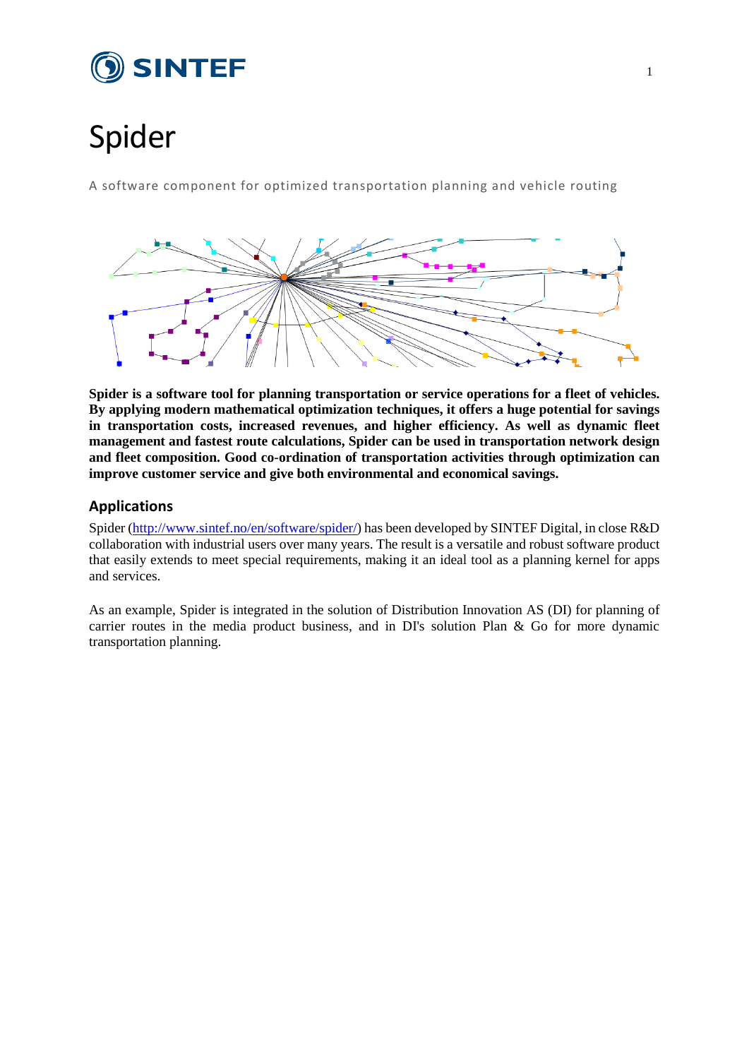# Spider

A software component for optimized transportation planning and vehicle routing

**Spider is a software tool for planning transportation or service operations for a fleet of vehicles. By applying modern mathematical optimization techniques, it offers a huge potential for savings in transportation costs, increased revenues, and higher efficiency. As well as dynamic fleet management and fastest route calculations, Spider can be used in transportation network design and fleet composition. Good co-ordination of transportation activities through optimization can improve customer service and give both environmental and economical savings.**

## Applications

Spider (http://www.sintef.no/en/software/spider/) has been developed by SINTEF Digital, in close R&D collaboration with industrial users over many years. The result is a versatile and robust software product that easily extends to meet special requirements, making it an ideal tool as a planning kernel for apps and services.

As an example, Spider is integrated in the solution of Distribution Innovation AS (DI) for planning of carrier routes in the media product business, and in DI's solution Plan & Go for more dynamic transportation planning.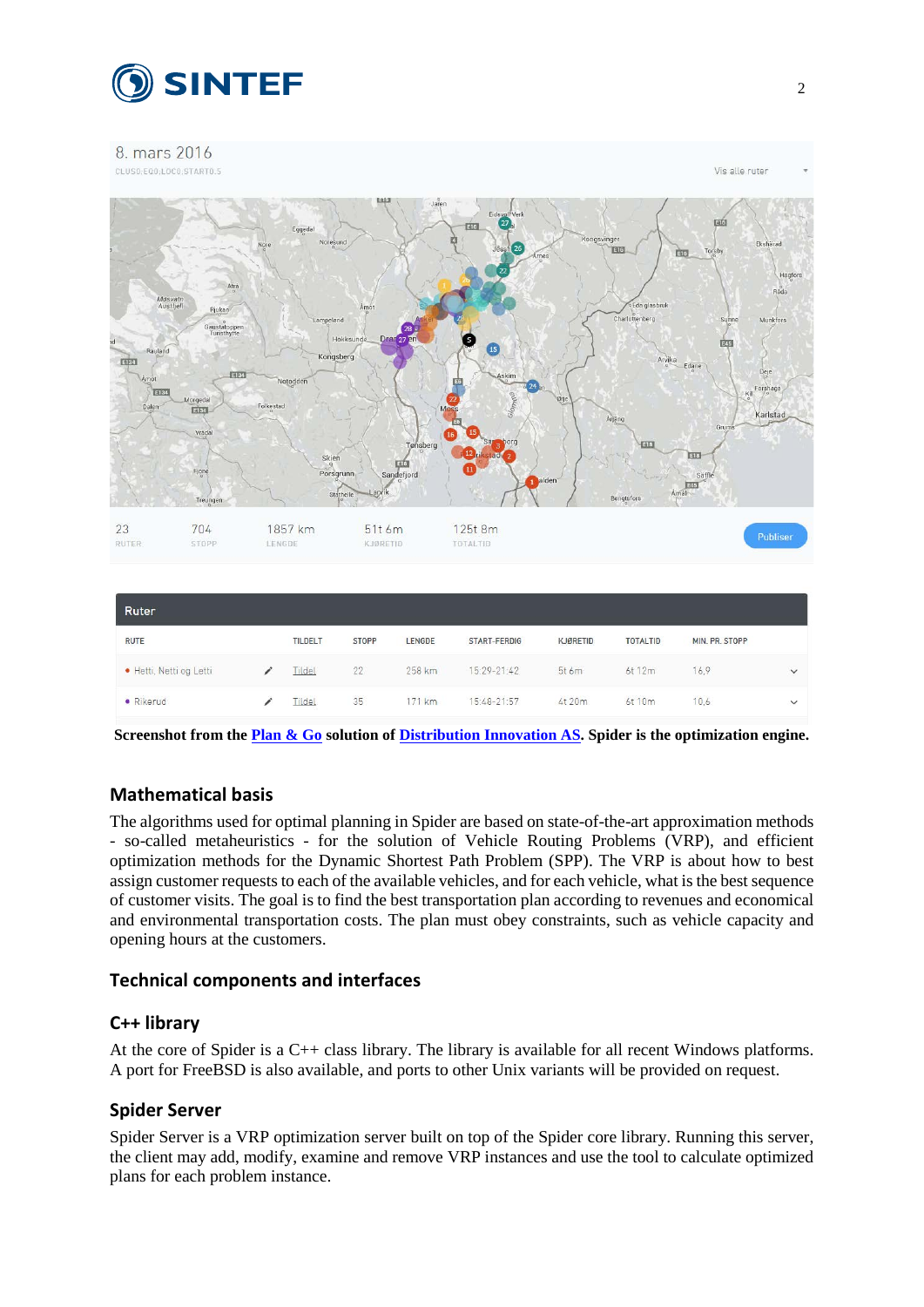**Screenshot from the [Plan & Go]() solution of [Distribution Innovation AS](). Spider is the optimization engine.**

## Mathematical basis

The algorithms used for optimal planning in Spider are based on state-of-the-art approximation methods - so-called metaheuristics - for the solution of Vehicle Routing Problems (VRP), and efficient optimization methods for the Dynamic Shortest Path Problem (SPP). The VRP is about how to best assign customer requests to each of the available vehicles, and for each vehicle, what is the best sequence of customer visits. The goal is to find the best transportation plan according to revenues and economical and environmental transportation costs. The plan must obey constraints, such as vehicle capacity and opening hours at the customers.

## Technical components and interfaces

### C++ library

At the core of Spider is a C++ class library. The library is available for all recent Windows platforms. A port for FreeBSD is also available, and ports to other Unix variants will be provided on request.

### Spider Server

Spider Server is a VRP optimization server built on top of the Spider core library. Running this server, the client may add, modify, examine and remove VRP instances and use the tool to calculate optimized plans for each problem instance.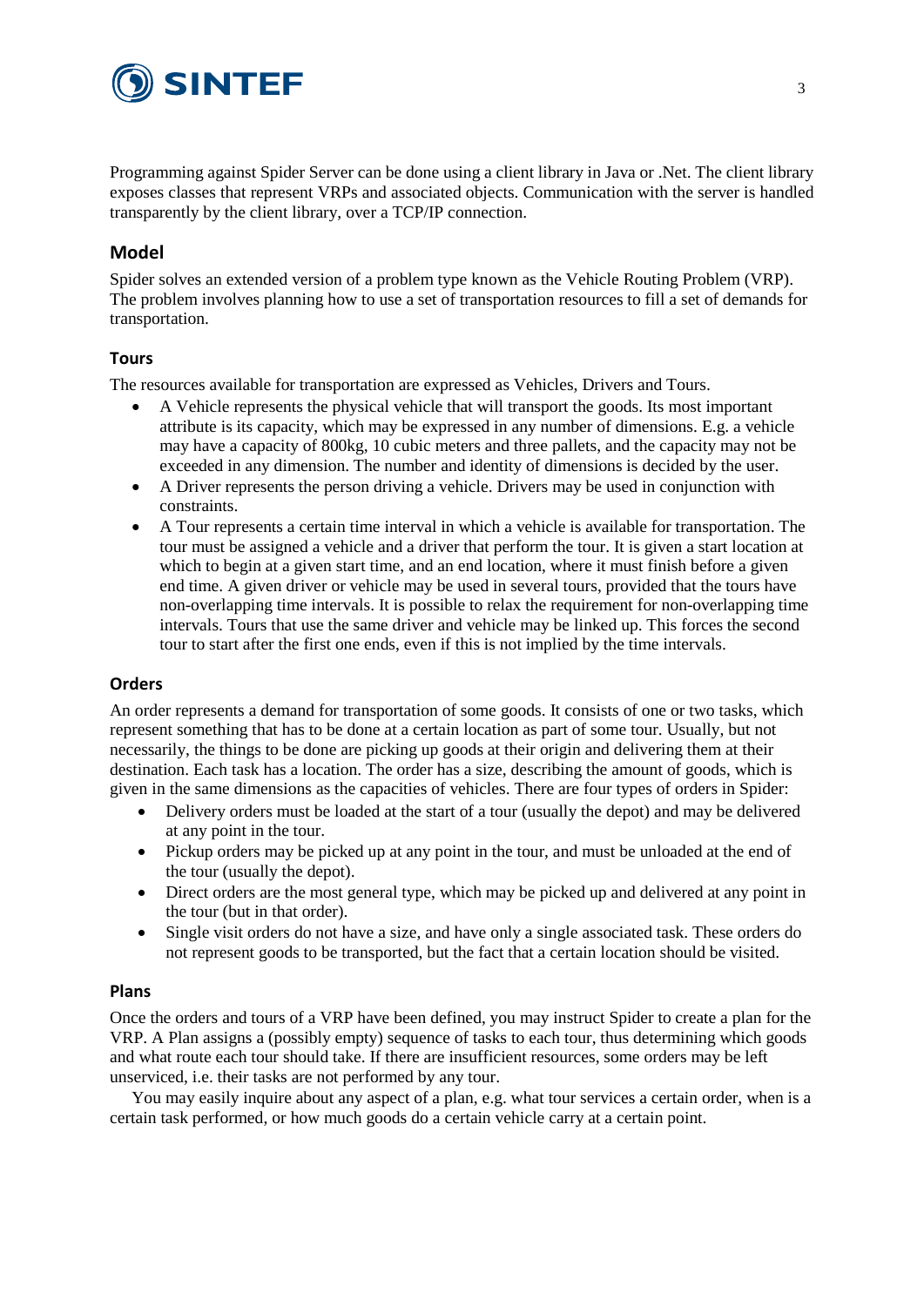Programming against Spider Server can be done using a client library in Java or .Net. The client library exposes classes that represent VRPs and associated objects. Communication with the server is handled transparently by the client library, over a TCP/IP connection.

## Model

Spider solves an extended version of a problem type known as the Vehicle Routing Problem (VRP). The problem involves planning how to use a set of transportation resources to fill a set of demands for transportation.

### Tours

The resources available for transportation are expressed as Vehicles, Drivers and Tours.

- A Vehicle represents the physical vehicle that will transport the goods. Its most important attribute is its capacity, which may be expressed in any number of dimensions. E.g. a vehicle may have a capacity of 800kg, 10 cubic meters and three pallets, and the capacity may not be exceeded in any dimension. The number and identity of dimensions is decided by the user.
- A Driver represents the person driving a vehicle. Drivers may be used in conjunction with constraints.
- A Tour represents a certain time interval in which a vehicle is available for transportation. The tour must be assigned a vehicle and a driver that perform the tour. It is given a start location at which to begin at a given start time, and an end location, where it must finish before a given end time. A given driver or vehicle may be used in several tours, provided that the tours have non-overlapping time intervals. It is possible to relax the requirement for non-overlapping time intervals. Tours that use the same driver and vehicle may be linked up. This forces the second tour to start after the first one ends, even if this is not implied by the time intervals.

### Orders

An order represents a demand for transportation of some goods. It consists of one or two tasks, which represent something that has to be done at a certain location as part of some tour. Usually, but not necessarily, the things to be done are picking up goods at their origin and delivering them at their destination. Each task has a location. The order has a size, describing the amount of goods, which is given in the same dimensions as the capacities of vehicles. There are four types of orders in Spider:

- Delivery orders must be loaded at the start of a tour (usually the depot) and may be delivered at any point in the tour.
- Pickup orders may be picked up at any point in the tour, and must be unloaded at the end of the tour (usually the depot).
- Direct orders are the most general type, which may be picked up and delivered at any point in the tour (but in that order).
- Single visit orders do not have a size, and have only a single associated task. These orders do not represent goods to be transported, but the fact that a certain location should be visited.

### Plans

Once the orders and tours of a VRP have been defined, you may instruct Spider to create a plan for the VRP. A Plan assigns a (possibly empty) sequence of tasks to each tour, thus determining which goods and what route each tour should take. If there are insufficient resources, some orders may be left unserviced, i.e. their tasks are not performed by any tour.

You may easily inquire about any aspect of a plan, e.g. what tour services a certain order, when is a certain task performed, or how much goods do a certain vehicle carry at a certain point.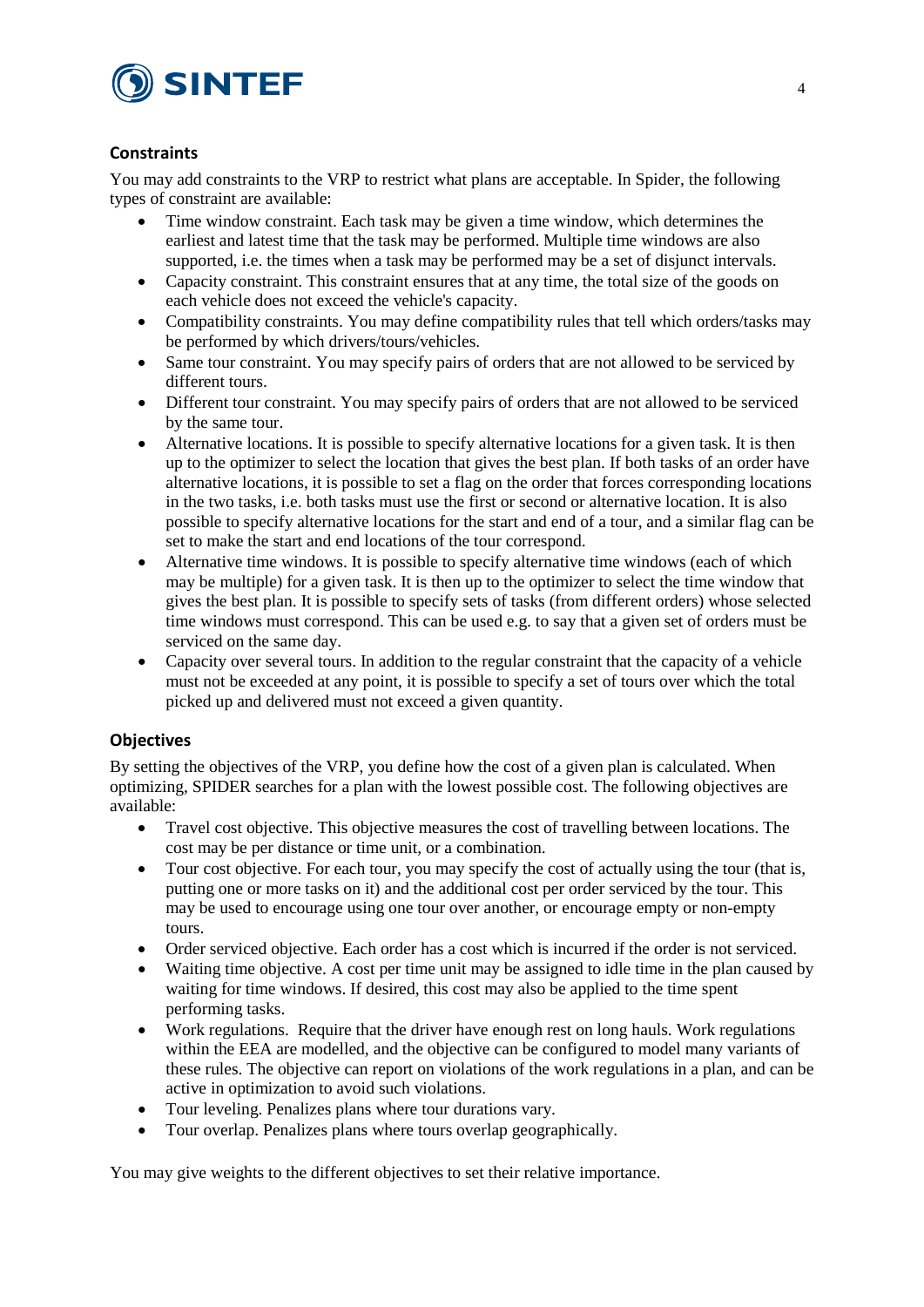### Constraints

You may add constraints to the VRP to restrict what plans are acceptable. In Spider, the following types of constraint are available:

- Time window constraint. Each task may be given a time window, which determines the earliest and latest time that the task may be performed. Multiple time windows are also supported, i.e. the times when a task may be performed may be a set of disjunct intervals.
- Capacity constraint. This constraint ensures that at any time, the total size of the goods on each vehicle does not exceed the vehicle's capacity.
- Compatibility constraints. You may define compatibility rules that tell which orders/tasks may be performed by which drivers/tours/vehicles.
- Same tour constraint. You may specify pairs of orders that are not allowed to be serviced by different tours.
- Different tour constraint. You may specify pairs of orders that are not allowed to be serviced by the same tour.
- Alternative locations. It is possible to specify alternative locations for a given task. It is then up to the optimizer to select the location that gives the best plan. If both tasks of an order have alternative locations, it is possible to set a flag on the order that forces corresponding locations in the two tasks, i.e. both tasks must use the first or second or alternative location. It is also possible to specify alternative locations for the start and end of a tour, and a similar flag can be set to make the start and end locations of the tour correspond.
- Alternative time windows. It is possible to specify alternative time windows (each of which may be multiple) for a given task. It is then up to the optimizer to select the time window that gives the best plan. It is possible to specify sets of tasks (from different orders) whose selected time windows must correspond. This can be used e.g. to say that a given set of orders must be serviced on the same day.
- Capacity over several tours. In addition to the regular constraint that the capacity of a vehicle must not be exceeded at any point, it is possible to specify a set of tours over which the total picked up and delivered must not exceed a given quantity.

### Objectives

By setting the objectives of the VRP, you define how the cost of a given plan is calculated. When optimizing, SPIDER searches for a plan with the lowest possible cost. The following objectives are available:

- Travel cost objective. This objective measures the cost of travelling between locations. The cost may be per distance or time unit, or a combination.
- Tour cost objective. For each tour, you may specify the cost of actually using the tour (that is, putting one or more tasks on it) and the additional cost per order serviced by the tour. This may be used to encourage using one tour over another, or encourage empty or non-empty tours.
- Order serviced objective. Each order has a cost which is incurred if the order is not serviced.
- Waiting time objective. A cost per time unit may be assigned to idle time in the plan caused by waiting for time windows. If desired, this cost may also be applied to the time spent performing tasks.
- Work regulations. Require that the driver have enough rest on long hauls. Work regulations within the EEA are modelled, and the objective can be configured to model many variants of these rules. The objective can report on violations of the work regulations in a plan, and can be active in optimization to avoid such violations.
- Tour leveling. Penalizes plans where tour durations vary.
- Tour overlap. Penalizes plans where tours overlap geographically.

You may give weights to the different objectives to set their relative importance.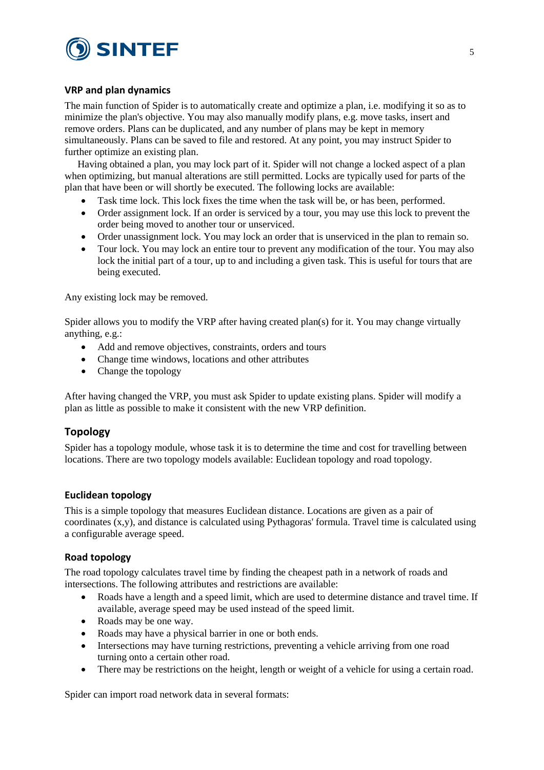### VRP and plan dynamics

The main function of Spider is to automatically create and optimize a plan, i.e. modifying it so as to minimize the plan's objective. You may also manually modify plans, e.g. move tasks, insert and remove orders. Plans can be duplicated, and any number of plans may be kept in memory simultaneously. Plans can be saved to file and restored. At any point, you may instruct Spider to further optimize an existing plan.

Having obtained a plan, you may lock part of it. Spider will not change a locked aspect of a plan when optimizing, but manual alterations are still permitted. Locks are typically used for parts of the plan that have been or will shortly be executed. The following locks are available:

- Task time lock. This lock fixes the time when the task will be, or has been, performed.
- Order assignment lock. If an order is serviced by a tour, you may use this lock to prevent the order being moved to another tour or unserviced.
- Order unassignment lock. You may lock an order that is unserviced in the plan to remain so.
- Tour lock. You may lock an entire tour to prevent any modification of the tour. You may also lock the initial part of a tour, up to and including a given task. This is useful for tours that are being executed.

Any existing lock may be removed.

Spider allows you to modify the VRP after having created plan(s) for it. You may change virtually anything, e.g.:

- Add and remove objectives, constraints, orders and tours
- Change time windows, locations and other attributes
- Change the topology

After having changed the VRP, you must ask Spider to update existing plans. Spider will modify a plan as little as possible to make it consistent with the new VRP definition.

## Topology

Spider has a topology module, whose task it is to determine the time and cost for travelling between locations. There are two topology models available: Euclidean topology and road topology.

### Euclidean topology

This is a simple topology that measures Euclidean distance. Locations are given as a pair of coordinates (x,y), and distance is calculated using Pythagoras' formula. Travel time is calculated using a configurable average speed.

### Road topology

The road topology calculates travel time by finding the cheapest path in a network of roads and intersections. The following attributes and restrictions are available:

- Roads have a length and a speed limit, which are used to determine distance and travel time. If available, average speed may be used instead of the speed limit.
- Roads may be one way.
- Roads may have a physical barrier in one or both ends.
- Intersections may have turning restrictions, preventing a vehicle arriving from one road turning onto a certain other road.
- There may be restrictions on the height, length or weight of a vehicle for using a certain road.

Spider can import road network data in several formats: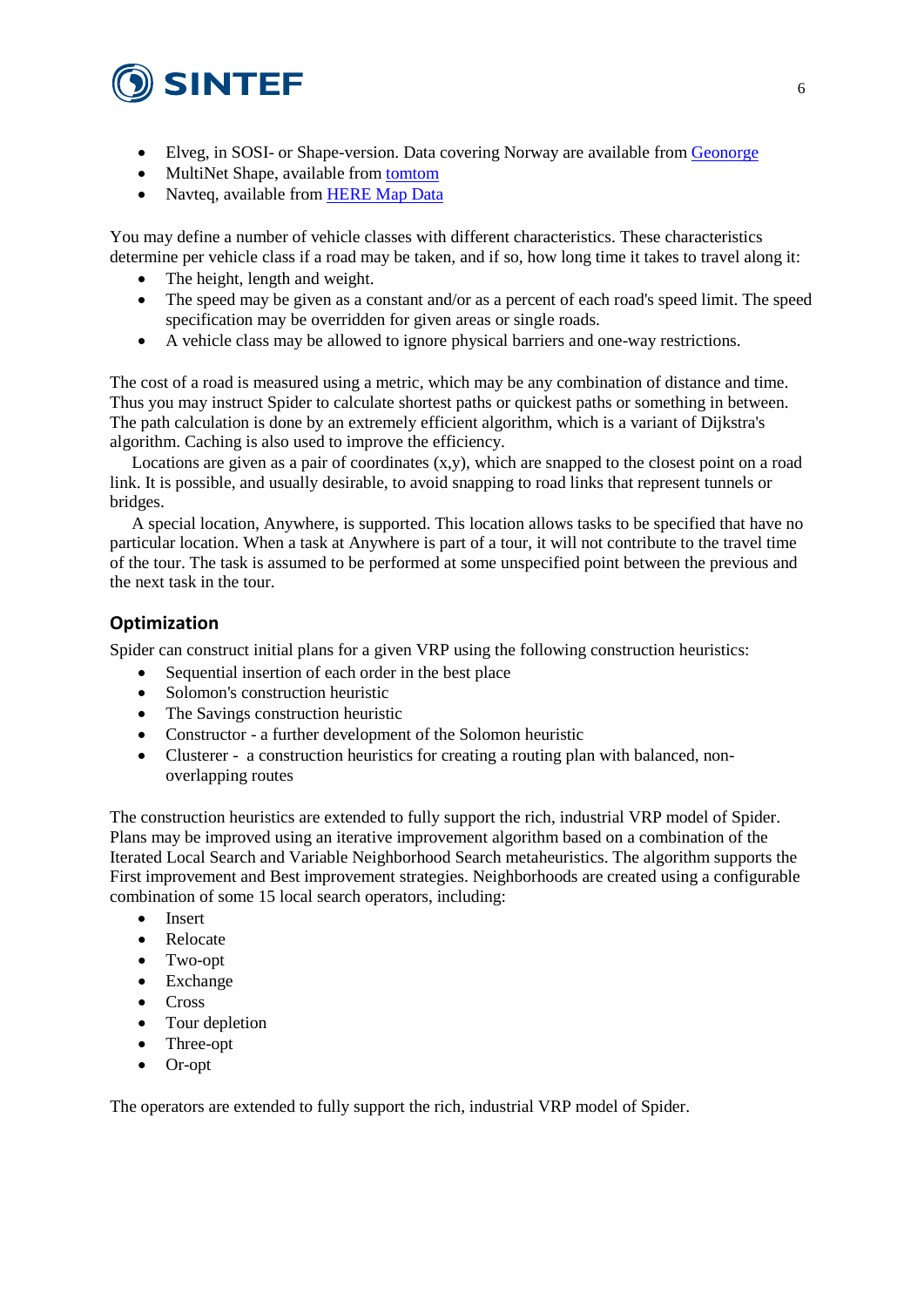- Elveg, in SOSI- or Shape-version. Data covering Norway are available from [Geonorge]
- MultiNet Shape, available from [tomtom]
- Navteq, available from [HERE Map Data]

You may define a number of vehicle classes with different characteristics. These characteristics determine per vehicle class if a road may be taken, and if so, how long time it takes to travel along it:

- The height, length and weight.
- The speed may be given as a constant and/or as a percent of each road's speed limit. The speed specification may be overridden for given areas or single roads.
- A vehicle class may be allowed to ignore physical barriers and one-way restrictions.

The cost of a road is measured using a metric, which may be any combination of distance and time. Thus you may instruct Spider to calculate shortest paths or quickest paths or something in between. The path calculation is done by an extremely efficient algorithm, which is a variant of Dijkstra's algorithm. Caching is also used to improve the efficiency.

Locations are given as a pair of coordinates (x,y), which are snapped to the closest point on a road link. It is possible, and usually desirable, to avoid snapping to road links that represent tunnels or bridges.

A special location, Anywhere, is supported. This location allows tasks to be specified that have no particular location. When a task at Anywhere is part of a tour, it will not contribute to the travel time of the tour. The task is assumed to be performed at some unspecified point between the previous and the next task in the tour.

## Optimization

Spider can construct initial plans for a given VRP using the following construction heuristics:

- Sequential insertion of each order in the best place
- Solomon's construction heuristic
- The Savings construction heuristic
- Constructor - a further development of the Solomon heuristic
- Clusterer - a construction heuristics for creating a routing plan with balanced, non-overlapping routes

The construction heuristics are extended to fully support the rich, industrial VRP model of Spider. Plans may be improved using an iterative improvement algorithm based on a combination of the Iterated Local Search and Variable Neighborhood Search metaheuristics. The algorithm supports the First improvement and Best improvement strategies. Neighborhoods are created using a configurable combination of some 15 local search operators, including:

- Insert
- Relocate
- Two-opt
- Exchange
- Cross
- Tour depletion
- Three-opt
- Or-opt

The operators are extended to fully support the rich, industrial VRP model of Spider.